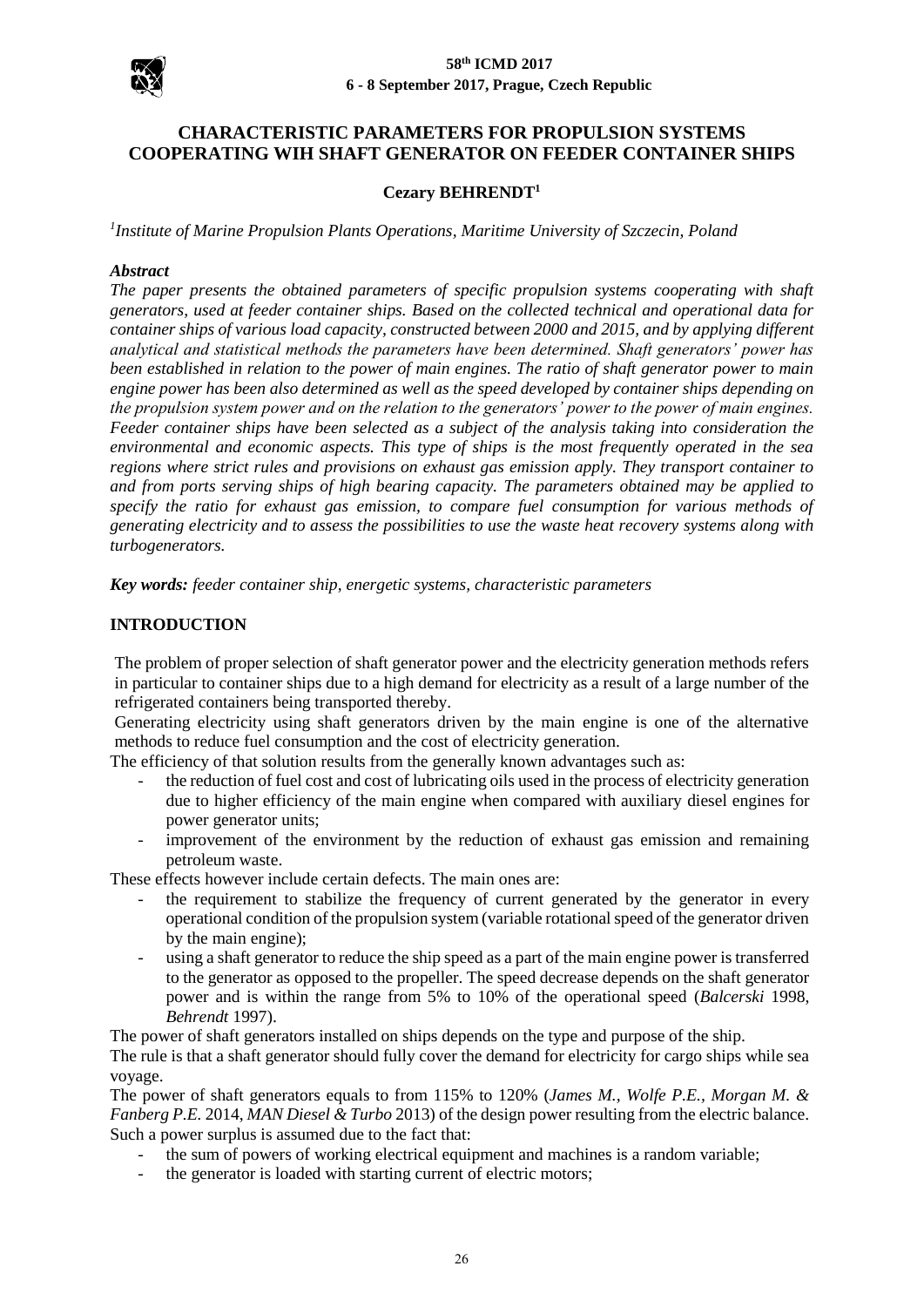# CHARACTERISTIC PARAMETERS FOR PROPULSION SYSTEMS COOPERATING WIH SHAFT GENERATOR ON FEEDER CONTAINER SHIPS

**Cezary BEHRENDT[1]**

*[1]Institute of Marine Propulsion Plants Operations, Maritime University of Szczecin, Poland*

***Abstract***

*The paper presents the obtained parameters of specific propulsion systems cooperating with shaft generators, used at feeder container ships. Based on the collected technical and operational data for container ships of various load capacity, constructed between 2000 and 2015, and by applying different analytical and statistical methods the parameters have been determined. Shaft generators' power has been established in relation to the power of main engines. The ratio of shaft generator power to main engine power has been also determined as well as the speed developed by container ships depending on the propulsion system power and on the relation to the generators' power to the power of main engines. Feeder container ships have been selected as a subject of the analysis taking into consideration the environmental and economic aspects. This type of ships is the most frequently operated in the sea regions where strict rules and provisions on exhaust gas emission apply. They transport container to and from ports serving ships of high bearing capacity. The parameters obtained may be applied to specify the ratio for exhaust gas emission, to compare fuel consumption for various methods of generating electricity and to assess the possibilities to use the waste heat recovery systems along with turbogenerators.*

***Key words:*** *feeder container ship, energetic systems, characteristic parameters*

## INTRODUCTION

The problem of proper selection of shaft generator power and the electricity generation methods refers in particular to container ships due to a high demand for electricity as a result of a large number of the refrigerated containers being transported thereby.

Generating electricity using shaft generators driven by the main engine is one of the alternative methods to reduce fuel consumption and the cost of electricity generation.

The efficiency of that solution results from the generally known advantages such as:

- the reduction of fuel cost and cost of lubricating oils used in the process of electricity generation due to higher efficiency of the main engine when compared with auxiliary diesel engines for power generator units;
- improvement of the environment by the reduction of exhaust gas emission and remaining petroleum waste.

These effects however include certain defects. The main ones are:

- the requirement to stabilize the frequency of current generated by the generator in every operational condition of the propulsion system (variable rotational speed of the generator driven by the main engine);
- using a shaft generator to reduce the ship speed as a part of the main engine power is transferred to the generator as opposed to the propeller. The speed decrease depends on the shaft generator power and is within the range from 5% to 10% of the operational speed (*Balcerski* 1998, *Behrendt* 1997).

The power of shaft generators installed on ships depends on the type and purpose of the ship.

The rule is that a shaft generator should fully cover the demand for electricity for cargo ships while sea voyage.

The power of shaft generators equals to from 115% to 120% (*James M., Wolfe P.E., Morgan M. & Fanberg P.E.* 2014, *MAN Diesel & Turbo* 2013) of the design power resulting from the electric balance. Such a power surplus is assumed due to the fact that:

- the sum of powers of working electrical equipment and machines is a random variable;
- the generator is loaded with starting current of electric motors;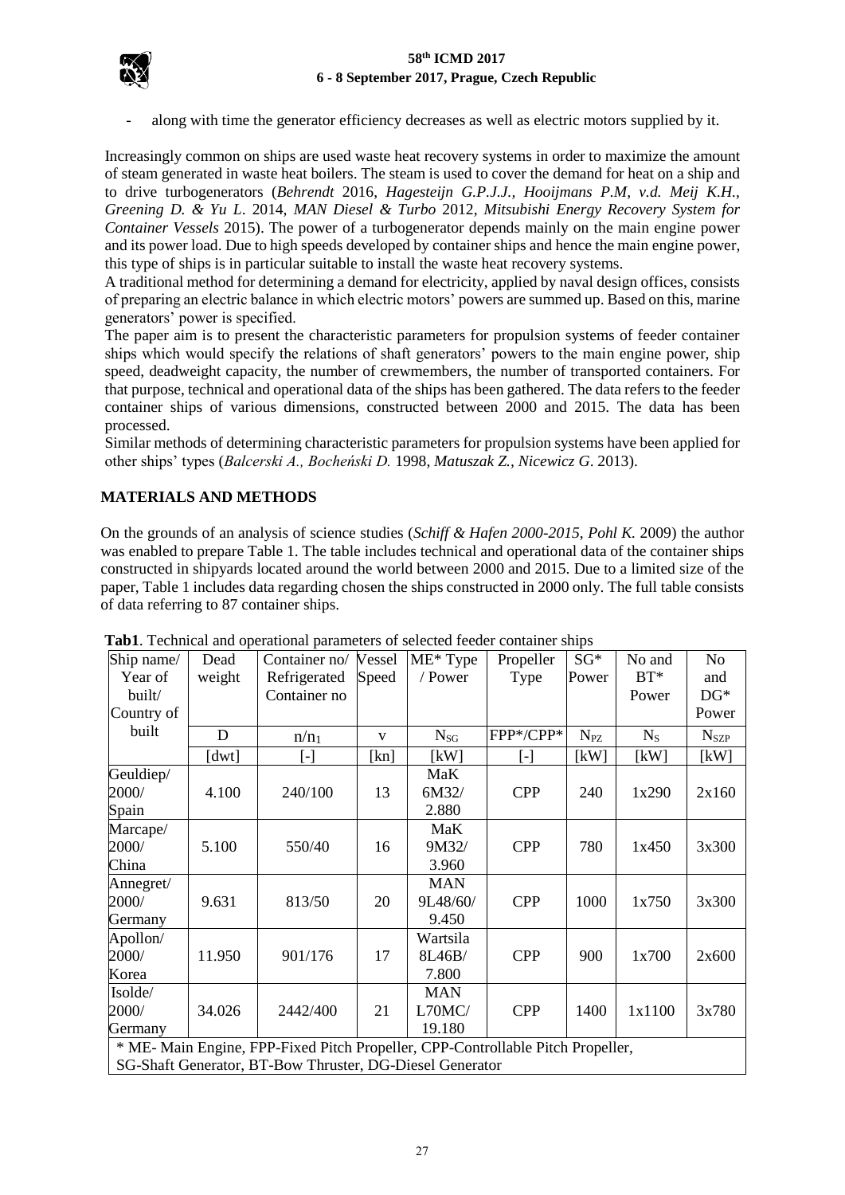- along with time the generator efficiency decreases as well as electric motors supplied by it.

Increasingly common on ships are used waste heat recovery systems in order to maximize the amount of steam generated in waste heat boilers. The steam is used to cover the demand for heat on a ship and to drive turbogenerators (*Behrendt* 2016, *Hagesteijn G.P.J.J., Hooijmans P.M, v.d. Meij K.H., Greening D. & Yu L*. 2014, *MAN Diesel & Turbo* 2012, *Mitsubishi Energy Recovery System for Container Vessels* 2015). The power of a turbogenerator depends mainly on the main engine power and its power load. Due to high speeds developed by container ships and hence the main engine power, this type of ships is in particular suitable to install the waste heat recovery systems.

A traditional method for determining a demand for electricity, applied by naval design offices, consists of preparing an electric balance in which electric motors' powers are summed up. Based on this, marine generators' power is specified.

The paper aim is to present the characteristic parameters for propulsion systems of feeder container ships which would specify the relations of shaft generators' powers to the main engine power, ship speed, deadweight capacity, the number of crewmembers, the number of transported containers. For that purpose, technical and operational data of the ships has been gathered. The data refers to the feeder container ships of various dimensions, constructed between 2000 and 2015. The data has been processed.

Similar methods of determining characteristic parameters for propulsion systems have been applied for other ships' types (*Balcerski A., Bocheński D.* 1998, *Matuszak Z., Nicewicz G*. 2013).

## MATERIALS AND METHODS

On the grounds of an analysis of science studies (*Schiff & Hafen 2000-2015*, *Pohl K.* 2009) the author was enabled to prepare Table 1. The table includes technical and operational data of the container ships constructed in shipyards located around the world between 2000 and 2015. Due to a limited size of the paper, Table 1 includes data regarding chosen the ships constructed in 2000 only. The full table consists of data referring to 87 container ships.

**Tab1**. Technical and operational parameters of selected feeder container ships

| Ship name/ Year of built/ Country of built | Dead weight | Container no/ Refrigerated Container no | Vessel Speed | ME* Type / Power | Propeller Type | SG* Power | No and BT* Power | No and DG* Power |
|---|---|---|---|---|---|---|---|---|
| | D | $n/n_1$ | v | $N_{SG}$ | FPP*/CPP* | $N_{PZ}$ | $N_S$ | $N_{SZP}$ |
| | [dwt] | [-] | [kn] | [kW] | [-] | [kW] | [kW] | [kW] |
| Geuldiep/ 2000/ Spain | 4.100 | 240/100 | 13 | MaK 6M32/ 2.880 | CPP | 240 | 1x290 | 2x160 |
| Marcape/ 2000/ China | 5.100 | 550/40 | 16 | MaK 9M32/ 3.960 | CPP | 780 | 1x450 | 3x300 |
| Annegret/ 2000/ Germany | 9.631 | 813/50 | 20 | MAN 9L48/60/ 9.450 | CPP | 1000 | 1x750 | 3x300 |
| Apollon/ 2000/ Korea | 11.950 | 901/176 | 17 | Wartsila 8L46B/ 7.800 | CPP | 900 | 1x700 | 2x600 |
| Isolde/ 2000/ Germany | 34.026 | 2442/400 | 21 | MAN L70MC/ 19.180 | CPP | 1400 | 1x1100 | 3x780 |

\* ME- Main Engine, FPP-Fixed Pitch Propeller, CPP-Controllable Pitch Propeller, SG-Shaft Generator, BT-Bow Thruster, DG-Diesel Generator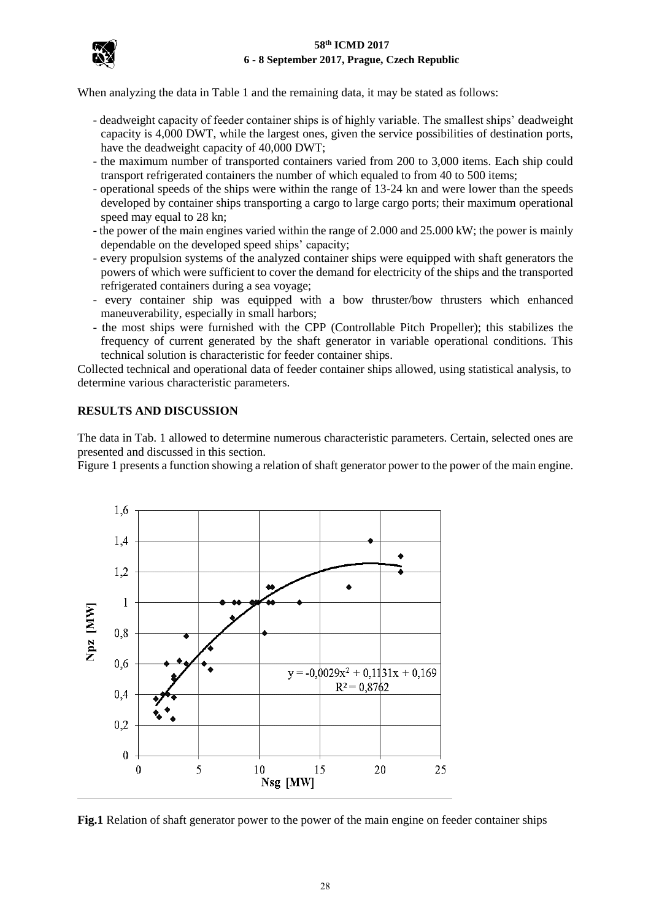When analyzing the data in Table 1 and the remaining data, it may be stated as follows:

- deadweight capacity of feeder container ships is of highly variable. The smallest ships' deadweight capacity is 4,000 DWT, while the largest ones, given the service possibilities of destination ports, have the deadweight capacity of 40,000 DWT;
- the maximum number of transported containers varied from 200 to 3,000 items. Each ship could transport refrigerated containers the number of which equaled to from 40 to 500 items;
- operational speeds of the ships were within the range of 13-24 kn and were lower than the speeds developed by container ships transporting a cargo to large cargo ports; their maximum operational speed may equal to 28 kn;
- the power of the main engines varied within the range of 2.000 and 25.000 kW; the power is mainly dependable on the developed speed ships' capacity;
- every propulsion systems of the analyzed container ships were equipped with shaft generators the powers of which were sufficient to cover the demand for electricity of the ships and the transported refrigerated containers during a sea voyage;
- every container ship was equipped with a bow thruster/bow thrusters which enhanced maneuverability, especially in small harbors;
- the most ships were furnished with the CPP (Controllable Pitch Propeller); this stabilizes the frequency of current generated by the shaft generator in variable operational conditions. This technical solution is characteristic for feeder container ships.

Collected technical and operational data of feeder container ships allowed, using statistical analysis, to determine various characteristic parameters.

## RESULTS AND DISCUSSION

The data in Tab. 1 allowed to determine numerous characteristic parameters. Certain, selected ones are presented and discussed in this section.

Figure 1 presents a function showing a relation of shaft generator power to the power of the main engine.

$y = -0{,}0029x^2 + 0{,}1131x + 0{,}169$

$R^2 = 0{,}8762$

Npz [MW]

Nsg [MW]

**Fig.1** Relation of shaft generator power to the power of the main engine on feeder container ships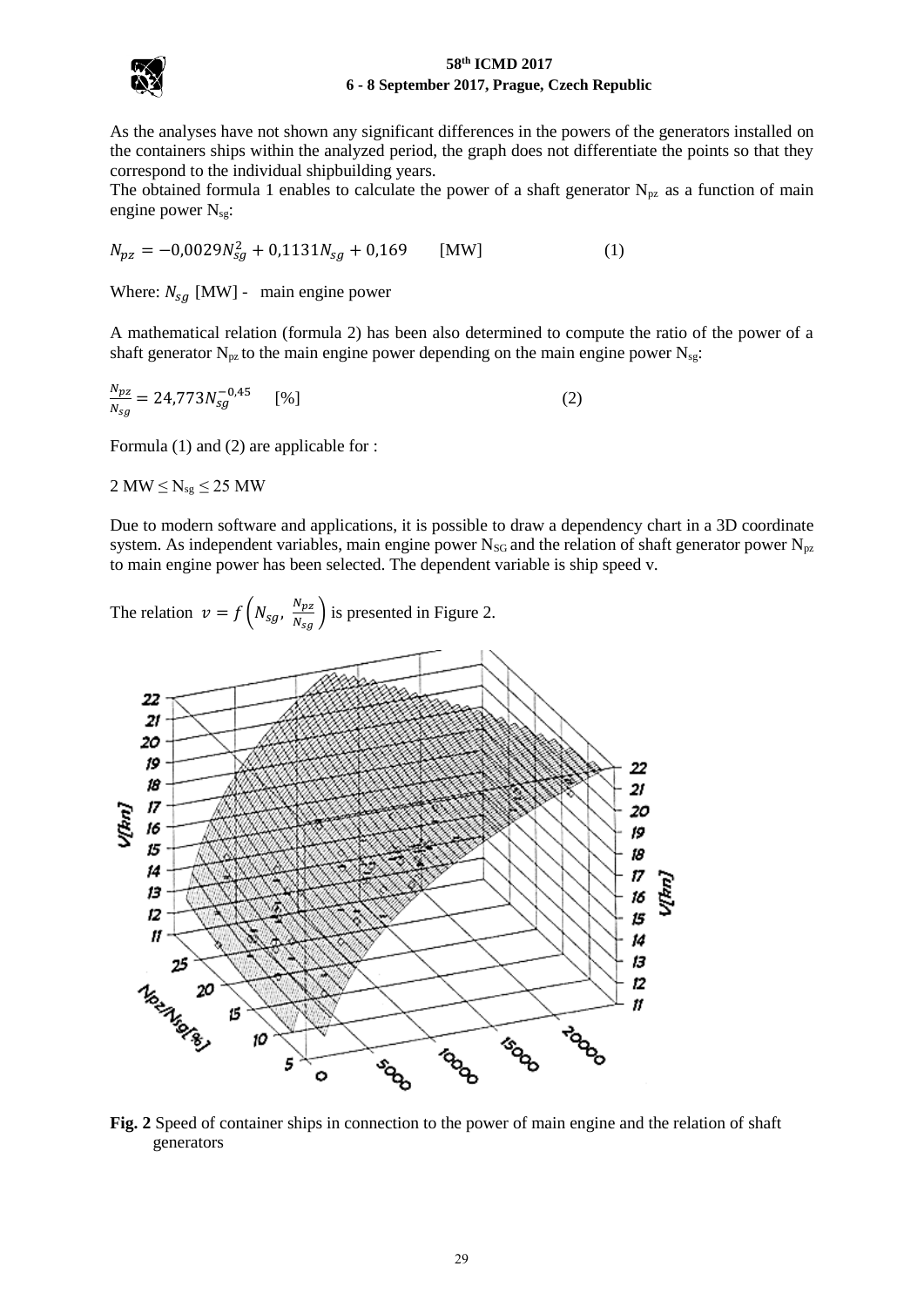As the analyses have not shown any significant differences in the powers of the generators installed on the containers ships within the analyzed period, the graph does not differentiate the points so that they correspond to the individual shipbuilding years.

The obtained formula 1 enables to calculate the power of a shaft generator $N_{pz}$ as a function of main engine power $N_{sg}$:

$$N_{pz} = -0{,}0029N_{sg}^2 + 0{,}1131N_{sg} + 0{,}169 \qquad \text{[MW]} \qquad (1)$$

Where: $N_{sg}$ [MW] - main engine power

A mathematical relation (formula 2) has been also determined to compute the ratio of the power of a shaft generator $N_{pz}$ to the main engine power depending on the main engine power $N_{sg}$:

$$\frac{N_{pz}}{N_{sg}} = 24{,}773N_{sg}^{-0{,}45} \qquad [\%] \qquad (2)$$

Formula (1) and (2) are applicable for :

$2 \text{ MW} \leq N_{sg} \leq 25 \text{ MW}$

Due to modern software and applications, it is possible to draw a dependency chart in a 3D coordinate system. As independent variables, main engine power $N_{SG}$ and the relation of shaft generator power $N_{pz}$ to main engine power has been selected. The dependent variable is ship speed v.

The relation $v = f\left(N_{sg}, \frac{N_{pz}}{N_{sg}}\right)$ is presented in Figure 2.

**Fig. 2** Speed of container ships in connection to the power of main engine and the relation of shaft generators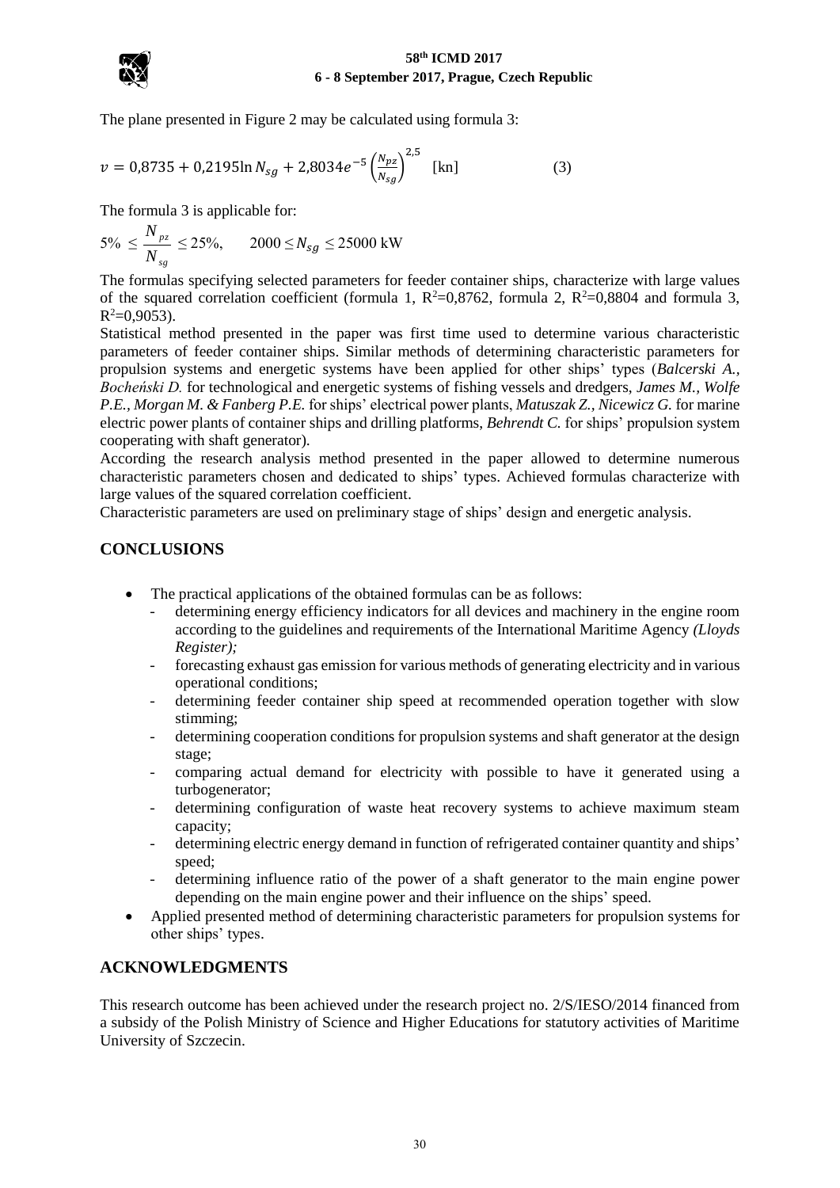The plane presented in Figure 2 may be calculated using formula 3:

$$v = 0{,}8735 + 0{,}2195\ln N_{sg} + 2{,}8034e^{-5}\left(\frac{N_{pz}}{N_{sg}}\right)^{2,5} \quad \text{[kn]} \tag{3}$$

The formula 3 is applicable for:

$$5\% \leq \frac{N_{pz}}{N_{sg}} \leq 25\%, \qquad 2000 \leq N_{sg} \leq 25000 \text{ kW}$$

The formulas specifying selected parameters for feeder container ships, characterize with large values of the squared correlation coefficient (formula 1, $R^2$=0,8762, formula 2, $R^2$=0,8804 and formula 3, $R^2$=0,9053).

Statistical method presented in the paper was first time used to determine various characteristic parameters of feeder container ships. Similar methods of determining characteristic parameters for propulsion systems and energetic systems have been applied for other ships' types (*Balcerski A., Bocheński D.* for technological and energetic systems of fishing vessels and dredgers, *James M., Wolfe P.E., Morgan M. & Fanberg P.E.* for ships' electrical power plants, *Matuszak Z., Nicewicz G.* for marine electric power plants of container ships and drilling platforms, *Behrendt C.* for ships' propulsion system cooperating with shaft generator).

According the research analysis method presented in the paper allowed to determine numerous characteristic parameters chosen and dedicated to ships' types. Achieved formulas characterize with large values of the squared correlation coefficient.

Characteristic parameters are used on preliminary stage of ships' design and energetic analysis.

## CONCLUSIONS

- The practical applications of the obtained formulas can be as follows:
  - determining energy efficiency indicators for all devices and machinery in the engine room according to the guidelines and requirements of the International Maritime Agency *(Lloyds Register);*
  - forecasting exhaust gas emission for various methods of generating electricity and in various operational conditions;
  - determining feeder container ship speed at recommended operation together with slow stimming;
  - determining cooperation conditions for propulsion systems and shaft generator at the design stage;
  - comparing actual demand for electricity with possible to have it generated using a turbogenerator;
  - determining configuration of waste heat recovery systems to achieve maximum steam capacity;
  - determining electric energy demand in function of refrigerated container quantity and ships' speed;
  - determining influence ratio of the power of a shaft generator to the main engine power depending on the main engine power and their influence on the ships' speed.
- Applied presented method of determining characteristic parameters for propulsion systems for other ships' types.

## ACKNOWLEDGMENTS

This research outcome has been achieved under the research project no. 2/S/IESO/2014 financed from a subsidy of the Polish Ministry of Science and Higher Educations for statutory activities of Maritime University of Szczecin.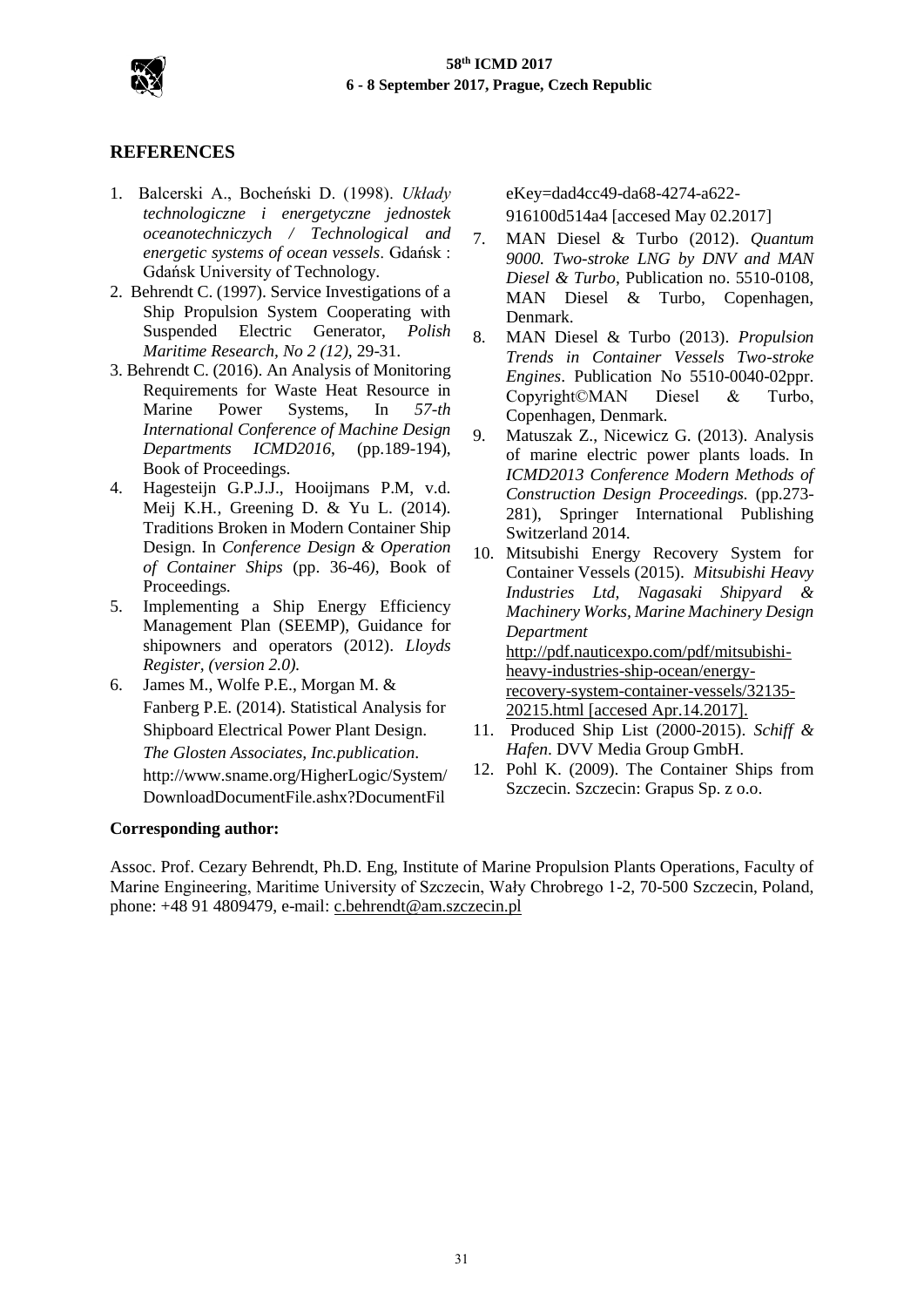## REFERENCES

1. Balcerski A., Bocheński D. (1998). *Układy technologiczne i energetyczne jednostek oceanotechniczych / Technological and energetic systems of ocean vessels*. Gdańsk : Gdańsk University of Technology.
2. Behrendt C. (1997). Service Investigations of a Ship Propulsion System Cooperating with Suspended Electric Generator, *Polish Maritime Research, No 2 (12)*, 29-31.
3. Behrendt C. (2016). An Analysis of Monitoring Requirements for Waste Heat Resource in Marine Power Systems, In *57-th International Conference of Machine Design Departments ICMD2016*, (pp.189-194), Book of Proceedings.
4. Hagesteijn G.P.J.J., Hooijmans P.M, v.d. Meij K.H., Greening D. & Yu L. (2014). Traditions Broken in Modern Container Ship Design. In *Conference Design & Operation of Container Ships* (pp. 36-46*)*, Book of Proceedings.
5. Implementing a Ship Energy Efficiency Management Plan (SEEMP), Guidance for shipowners and operators (2012). *Lloyds Register, (version 2.0).*
6. James M., Wolfe P.E., Morgan M. & Fanberg P.E. (2014). Statistical Analysis for Shipboard Electrical Power Plant Design. *The Glosten Associates, Inc.publication*. http://www.sname.org/HigherLogic/System/DownloadDocumentFile.ashx?DocumentFileKey=dad4cc49-da68-4274-a622-916100d514a4 [accesed May 02.2017]
7. MAN Diesel & Turbo (2012). *Quantum 9000. Two-stroke LNG by DNV and MAN Diesel & Turbo*, Publication no. 5510-0108, MAN Diesel & Turbo, Copenhagen, Denmark.
8. MAN Diesel & Turbo (2013). *Propulsion Trends in Container Vessels Two-stroke Engines*. Publication No 5510-0040-02ppr. Copyright©MAN Diesel & Turbo, Copenhagen, Denmark.
9. Matuszak Z., Nicewicz G. (2013). Analysis of marine electric power plants loads. In *ICMD2013 Conference Modern Methods of Construction Design Proceedings.* (pp.273-281), Springer International Publishing Switzerland 2014.
10. Mitsubishi Energy Recovery System for Container Vessels (2015). *Mitsubishi Heavy Industries Ltd, Nagasaki Shipyard & Machinery Works, Marine Machinery Design Department* http://pdf.nauticexpo.com/pdf/mitsubishi-heavy-industries-ship-ocean/energy-recovery-system-container-vessels/32135-20215.html [accesed Apr.14.2017].
11. Produced Ship List (2000-2015). *Schiff & Hafen*. DVV Media Group GmbH.
12. Pohl K. (2009). The Container Ships from Szczecin. Szczecin: Grapus Sp. z o.o.

**Corresponding author:**

Assoc. Prof. Cezary Behrendt, Ph.D. Eng, Institute of Marine Propulsion Plants Operations, Faculty of Marine Engineering, Maritime University of Szczecin, Wały Chrobrego 1-2, 70-500 Szczecin, Poland, phone: +48 91 4809479, e-mail: c.behrendt@am.szczecin.pl